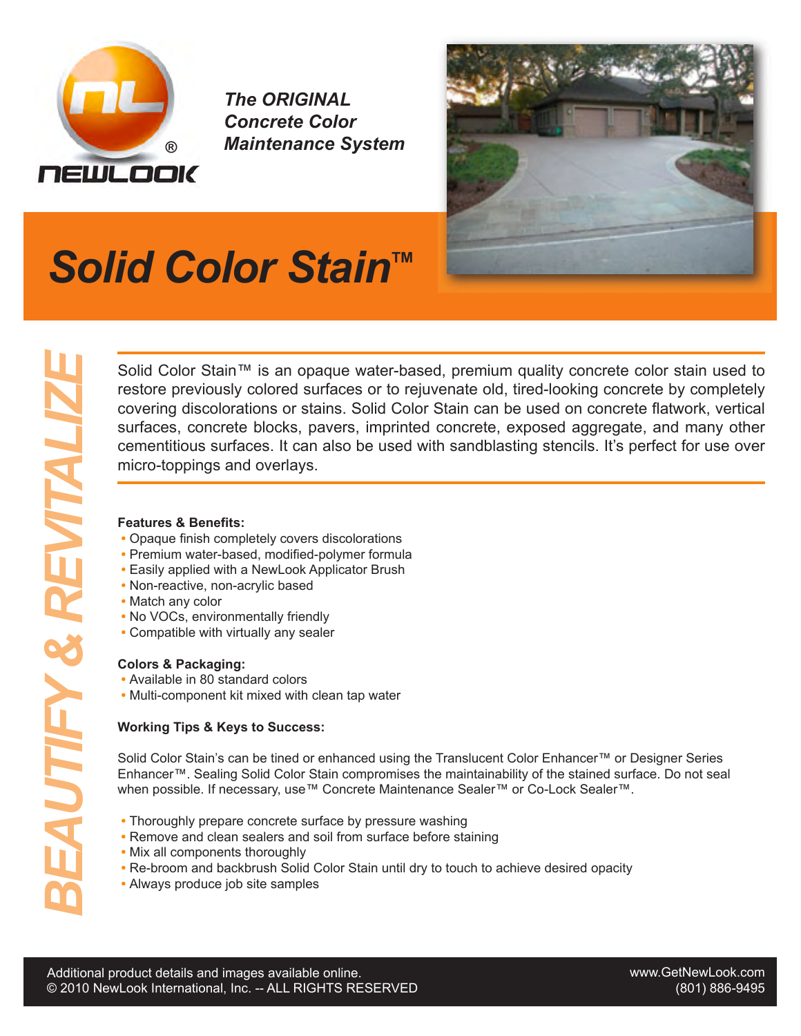NEWLOOK

*The ORIGINAL Concrete Color Maintenance System*

# *Solid Color Stain™*

*BEAUTIFY & REVITALIZE*

Solid Color Stain™ is an opaque water-based, premium quality concrete color stain used to restore previously colored surfaces or to rejuvenate old, tired-looking concrete by completely covering discolorations or stains. Solid Color Stain can be used on concrete flatwork, vertical surfaces, concrete blocks, pavers, imprinted concrete, exposed aggregate, and many other cementitious surfaces. It can also be used with sandblasting stencils. It's perfect for use over micro-toppings and overlays.

**Features & Benefits:**

- Opaque finish completely covers discolorations
- Premium water-based, modified-polymer formula
- Easily applied with a NewLook Applicator Brush
- Non-reactive, non-acrylic based
- Match any color
- No VOCs, environmentally friendly
- Compatible with virtually any sealer

**Colors & Packaging:**

- Available in 80 standard colors
- Multi-component kit mixed with clean tap water

**Working Tips & Keys to Success:**

Solid Color Stain's can be tined or enhanced using the Translucent Color Enhancer™ or Designer Series Enhancer™. Sealing Solid Color Stain compromises the maintainability of the stained surface. Do not seal when possible. If necessary, use™ Concrete Maintenance Sealer™ or Co-Lock Sealer™.

- Thoroughly prepare concrete surface by pressure washing
- Remove and clean sealers and soil from surface before staining
- Mix all components thoroughly
- Re-broom and backbrush Solid Color Stain until dry to touch to achieve desired opacity
- Always produce job site samples

Additional product details and images available online.
© 2010 NewLook International, Inc. -- ALL RIGHTS RESERVED

www.GetNewLook.com
(801) 886-9495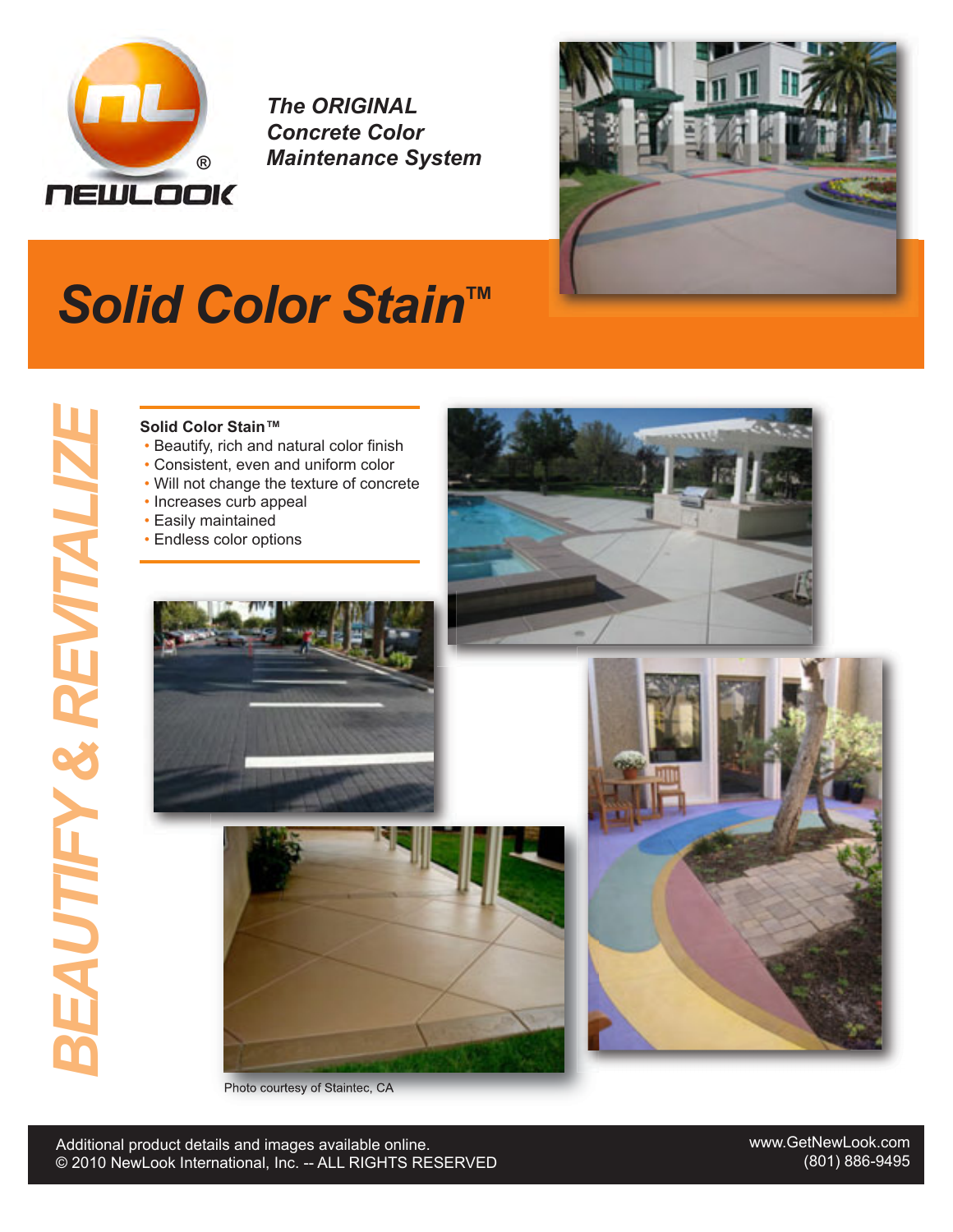NEWLOOK®

*The ORIGINAL Concrete Color Maintenance System*

# *Solid Color Stain™*

*BEAUTIFY & REVITALIZE*

**Solid Color Stain™**

- Beautify, rich and natural color finish
- Consistent, even and uniform color
- Will not change the texture of concrete
- Increases curb appeal
- Easily maintained
- Endless color options

Photo courtesy of Staintec, CA

Additional product details and images available online.
© 2010 NewLook International, Inc. -- ALL RIGHTS RESERVED

www.GetNewLook.com
(801) 886-9495